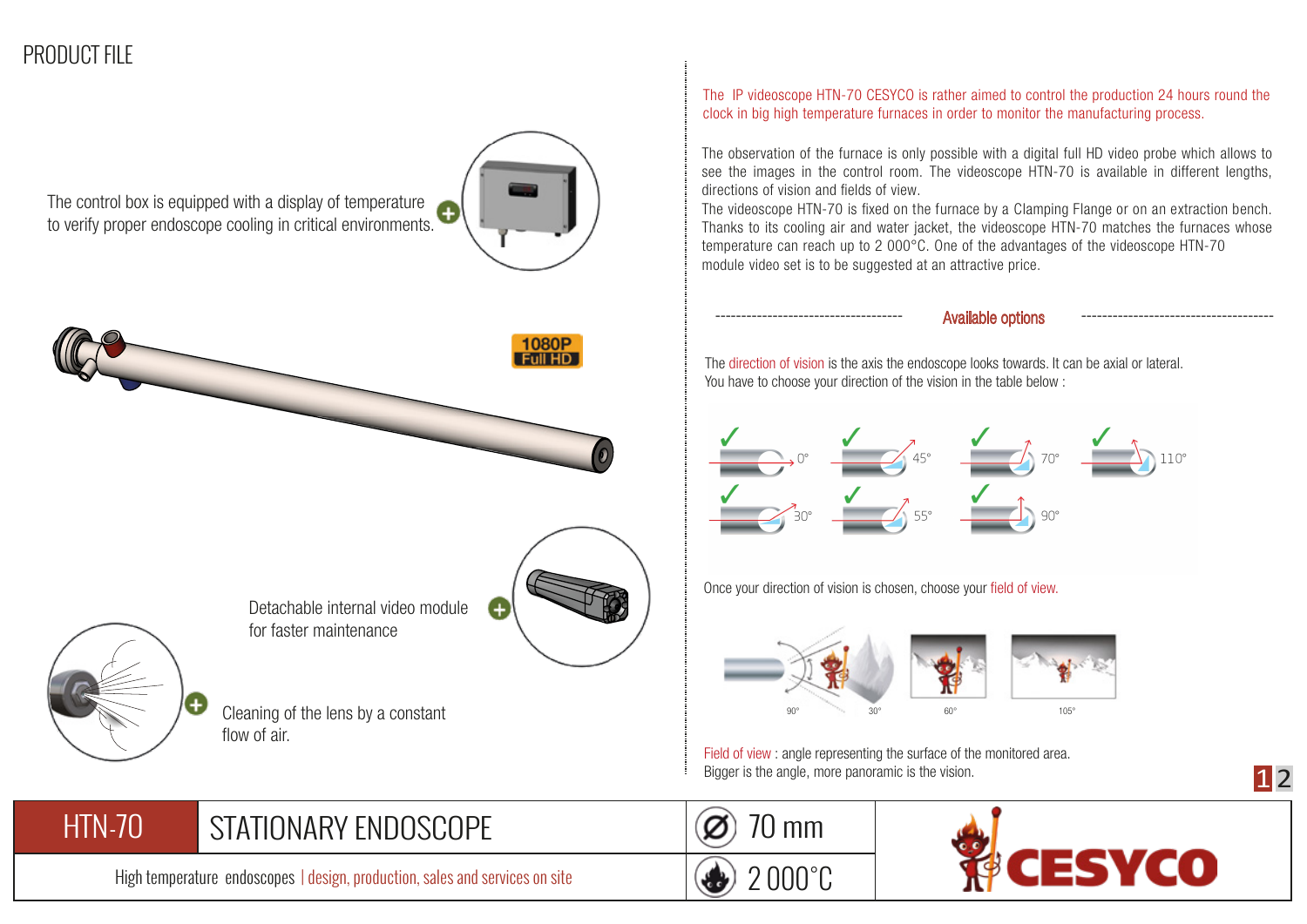# PRODUCT FILE

The control box is equipped with a display of temperature to verify proper endoscope cooling in critical environments.

1080P Full HD

Detachable internal video module for faster maintenance

Cleaning of the lens by a constant flow of air.

The IP videoscope HTN-70 CESYCO is rather aimed to control the production 24 hours round the clock in big high temperature furnaces in order to monitor the manufacturing process.

The observation of the furnace is only possible with a digital full HD video probe which allows to see the images in the control room. The videoscope HTN-70 is available in different lengths, directions of vision and fields of view.
The videoscope HTN-70 is fixed on the furnace by a Clamping Flange or on an extraction bench. Thanks to its cooling air and water jacket, the videoscope HTN-70 matches the furnaces whose temperature can reach up to 2 000°C. One of the advantages of the videoscope HTN-70 module video set is to be suggested at an attractive price.

## Available options

The direction of vision is the axis the endoscope looks towards. It can be axial or lateral.
You have to choose your direction of the vision in the table below :

0° · 45° · 70° · 110° · 30° · 55° · 90°

Once your direction of vision is chosen, choose your field of view.

90° · 30° · 60° · 105°

Field of view : angle representing the surface of the monitored area.
Bigger is the angle, more panoramic is the vision.

| HTN-70 | STATIONARY ENDOSCOPE | 70 mm | CESYCO |
|---|---|---|---|
| High temperature endoscopes \| design, production, sales and services on site | | 2 000°C | |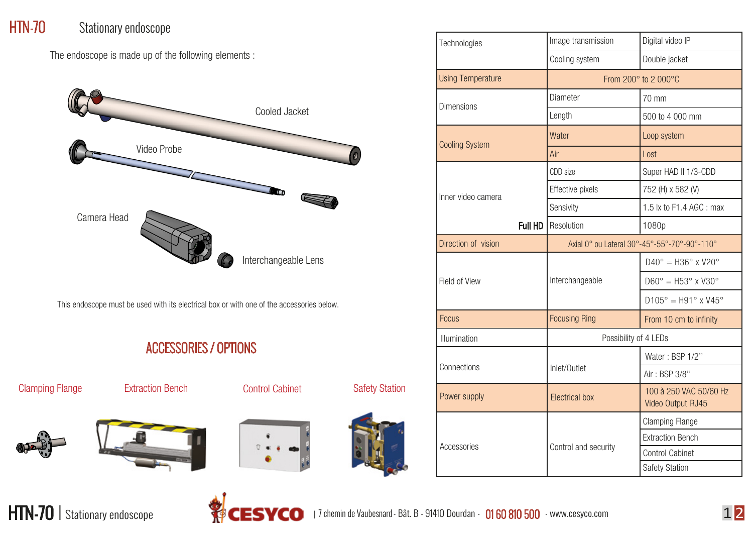# HTN-70 Stationary endoscope

The endoscope is made up of the following elements :

Cooled Jacket

Video Probe

Camera Head

Interchangeable Lens

This endoscope must be used with its electrical box or with one of the accessories below.

## ACCESSORIES / OPTIONS

Clamping Flange

Extraction Bench

Control Cabinet

Safety Station

| | | |
|---|---|---|
| Technologies | Image transmission | Digital video IP |
| | Cooling system | Double jacket |
| Using Temperature | From 200° to 2 000°C | |
| Dimensions | Diameter | 70 mm |
| | Length | 500 to 4 000 mm |
| Cooling System | Water | Loop system |
| | Air | Lost |
| Inner video camera | CDD size | Super HAD II 1/3-CDD |
| | Effective pixels | 752 (H) x 582 (V) |
| | Sensivity | 1.5 lx to F1.4 AGC : max |
| Full HD | Resolution | 1080p |
| Direction of vision | Axial 0° ou Lateral 30°-45°-55°-70°-90°-110° | |
| Field of View | Interchangeable | D40° = H36° x V20° |
| | | D60° = H53° x V30° |
| | | D105° = H91° x V45° |
| Focus | Focusing Ring | From 10 cm to infinity |
| Illumination | Possibility of 4 LEDs | |
| Connections | Inlet/Outlet | Water : BSP 1/2’’ |
| | | Air : BSP 3/8’’ |
| Power supply | Electrical box | 100 à 250 VAC 50/60 Hz<br>Video Output RJ45 |
| Accessories | Control and security | Clamping Flange |
| | | Extraction Bench |
| | | Control Cabinet |
| | | Safety Station |

CESYCO | 7 chemin de Vaubesnard - Bât. B - 91410 Dourdan - 01 60 810 500 - www.cesyco.com